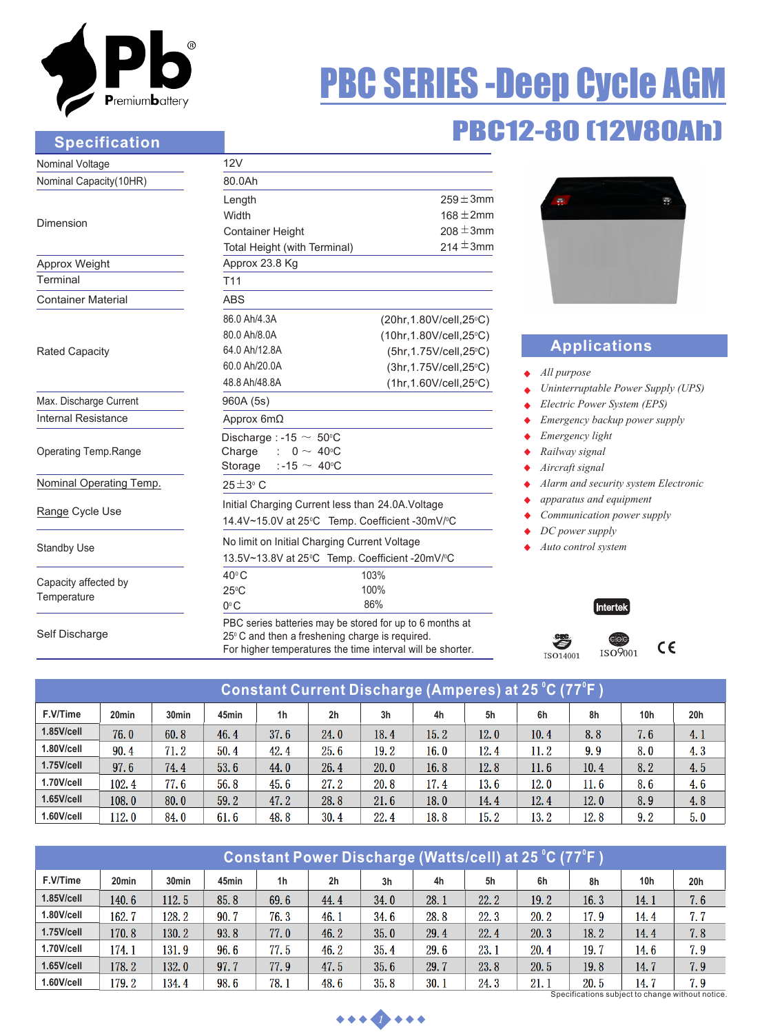# PBC SERIES -Deep Cycle AGM

## PBC12-80 (12V80Ah)

## Specification

| | | |
|---|---|---|
| Nominal Voltage | 12V | |
| Nominal Capacity(10HR) | 80.0Ah | |
| Dimension | Length | 259±3mm |
| | Width | 168±2mm |
| | Container Height | 208±3mm |
| | Total Height (with Terminal) | 214±3mm |
| Approx Weight | Approx 23.8 Kg | |
| Terminal | T11 | |
| Container Material | ABS | |
| Rated Capacity | 86.0 Ah/4.3A | (20hr,1.80V/cell,25°C) |
| | 80.0 Ah/8.0A | (10hr,1.80V/cell,25°C) |
| | 64.0 Ah/12.8A | (5hr,1.75V/cell,25°C) |
| | 60.0 Ah/20.0A | (3hr,1.75V/cell,25°C) |
| | 48.8 Ah/48.8A | (1hr,1.60V/cell,25°C) |
| Max. Discharge Current | 960A (5s) | |
| Internal Resistance | Approx 6mΩ | |
| Operating Temp.Range | Discharge : -15 ~ 50°C | |
| | Charge : 0 ~ 40°C | |
| | Storage : -15 ~ 40°C | |
| Nominal Operating Temp. | 25±3° C | |
| Range Cycle Use | Initial Charging Current less than 24.0A.Voltage 14.4V~15.0V at 25°C Temp. Coefficient -30mV/°C | |
| Standby Use | No limit on Initial Charging Current Voltage 13.5V~13.8V at 25°C Temp. Coefficient -20mV/°C | |
| Capacity affected by Temperature | 40°C | 103% |
| | 25°C | 100% |
| | 0°C | 86% |
| Self Discharge | PBC series batteries may be stored for up to 6 months at 25° C and then a freshening charge is required. For higher temperatures the time interval will be shorter. | |

## Applications

- *All purpose*
- *Uninterruptable Power Supply (UPS)*
- *Electric Power System (EPS)*
- *Emergency backup power supply*
- *Emergency light*
- *Railway signal*
- *Aircraft signal*
- *Alarm and security system Electronic*
- *apparatus and equipment*
- *Communication power supply*
- *DC power supply*
- *Auto control system*

Intertek ISO14001 ISO9001 CE

## Constant Current Discharge (Amperes) at 25 °C (77°F )

| F.V/Time | 20min | 30min | 45min | 1h | 2h | 3h | 4h | 5h | 6h | 8h | 10h | 20h |
|---|---|---|---|---|---|---|---|---|---|---|---|---|
| 1.85V/cell | 76.0 | 60.8 | 46.4 | 37.6 | 24.0 | 18.4 | 15.2 | 12.0 | 10.4 | 8.8 | 7.6 | 4.1 |
| 1.80V/cell | 90.4 | 71.2 | 50.4 | 42.4 | 25.6 | 19.2 | 16.0 | 12.4 | 11.2 | 9.9 | 8.0 | 4.3 |
| 1.75V/cell | 97.6 | 74.4 | 53.6 | 44.0 | 26.4 | 20.0 | 16.8 | 12.8 | 11.6 | 10.4 | 8.2 | 4.5 |
| 1.70V/cell | 102.4 | 77.6 | 56.8 | 45.6 | 27.2 | 20.8 | 17.4 | 13.6 | 12.0 | 11.6 | 8.6 | 4.6 |
| 1.65V/cell | 108.0 | 80.0 | 59.2 | 47.2 | 28.8 | 21.6 | 18.0 | 14.4 | 12.4 | 12.0 | 8.9 | 4.8 |
| 1.60V/cell | 112.0 | 84.0 | 61.6 | 48.8 | 30.4 | 22.4 | 18.8 | 15.2 | 13.2 | 12.8 | 9.2 | 5.0 |

## Constant Power Discharge (Watts/cell) at 25 °C (77°F )

| F.V/Time | 20min | 30min | 45min | 1h | 2h | 3h | 4h | 5h | 6h | 8h | 10h | 20h |
|---|---|---|---|---|---|---|---|---|---|---|---|---|
| 1.85V/cell | 140.6 | 112.5 | 85.8 | 69.6 | 44.4 | 34.0 | 28.1 | 22.2 | 19.2 | 16.3 | 14.1 | 7.6 |
| 1.80V/cell | 162.7 | 128.2 | 90.7 | 76.3 | 46.1 | 34.6 | 28.8 | 22.3 | 20.2 | 17.9 | 14.4 | 7.7 |
| 1.75V/cell | 170.8 | 130.2 | 93.8 | 77.0 | 46.2 | 35.0 | 29.4 | 22.4 | 20.3 | 18.2 | 14.4 | 7.8 |
| 1.70V/cell | 174.1 | 131.9 | 96.6 | 77.5 | 46.2 | 35.4 | 29.6 | 23.1 | 20.4 | 19.7 | 14.6 | 7.9 |
| 1.65V/cell | 178.2 | 132.0 | 97.7 | 77.9 | 47.5 | 35.6 | 29.7 | 23.8 | 20.5 | 19.8 | 14.7 | 7.9 |
| 1.60V/cell | 179.2 | 134.4 | 98.6 | 78.1 | 48.6 | 35.8 | 30.1 | 24.3 | 21.1 | 20.5 | 14.7 | 7.9 |

Specifications subject to change without notice.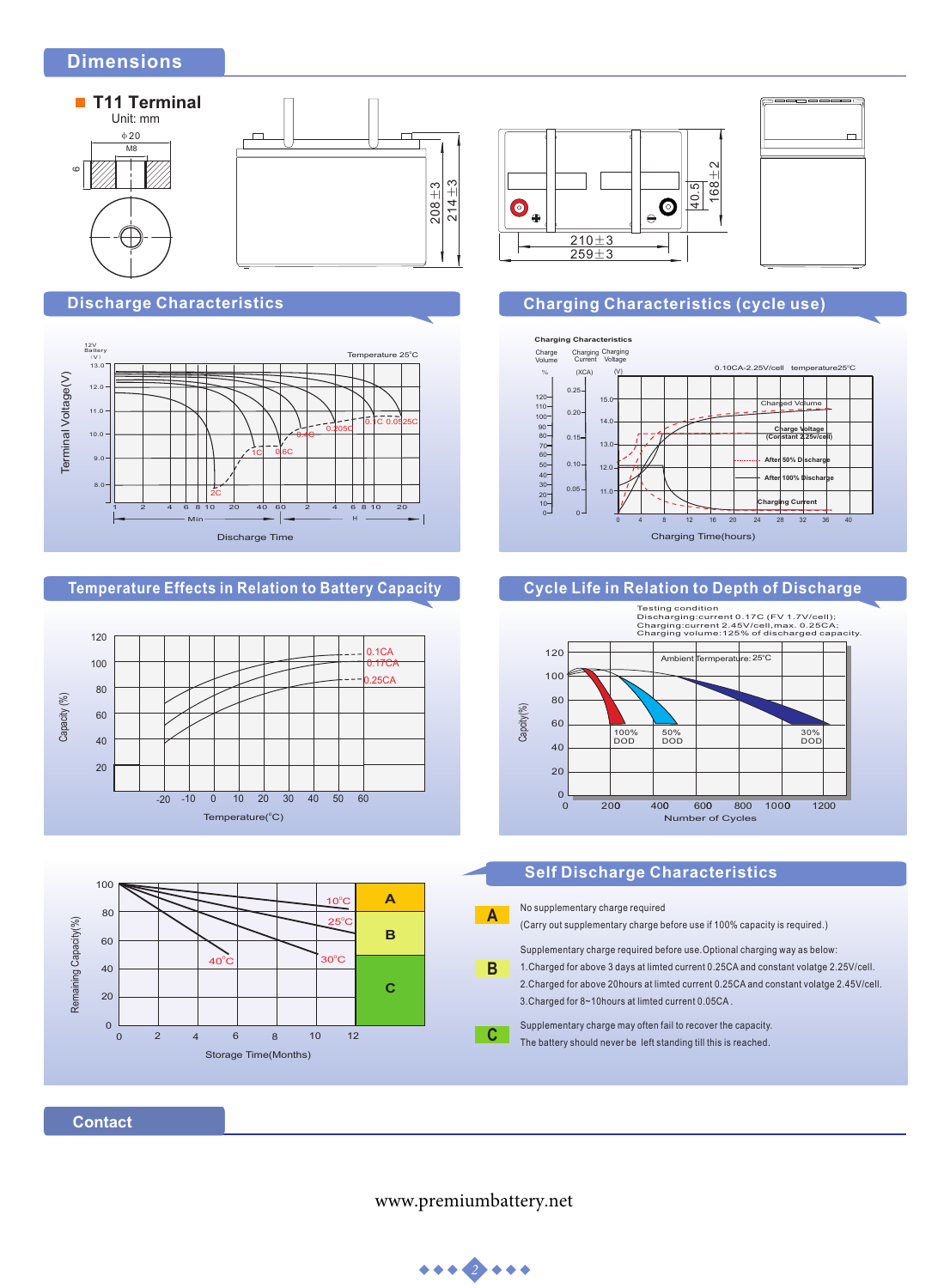## Dimensions

**T11 Terminal**

Unit: mm

ϕ20

M8

6

208±3

214±3

40.5

168±2

210±3

259±3

## Discharge Characteristics

12V Battery (V)

Terminal Voltage(V)

Temperature 25°C

13.0
12.0
11.0
10.0
9.0
8.0

0.1C 0.05C
0.205C
0.4C
1C
0.6C
2C

1 2 4 6 8 10 20 40 60 2 4 6 8 10 20

Min H

Discharge Time

## Charging Characteristics (cycle use)

Charging Characteristics

Charge Volume %

Charging Current (XCA)

Charging Voltage (V)

0.10CA-2.25V/cell temperature25°C

120 110 100 90 80 70 60 50 40 30 20 10 0

0.25 0.20 0.15 0.10 0.05 0

15.0 14.0 13.0 12.0 11.0

Charged Volume

Charge Voltage (Constant 2.25v/cell)

After 50% Discharge

After 100% Discharge

Charging Current

0 4 8 12 16 20 24 28 32 36 40

Charging Time(hours)

## Temperature Effects in Relation to Battery Capacity

Capacity (%)

120
100
80
60
40
20

0.1CA
0.17CA
0.25CA

-20 -10 0 10 20 30 40 50 60

Temperature(°C)

## Cycle Life in Relation to Depth of Discharge

Testing condition
Discharging:current 0.17C (FV 1.7V/cell);
Charging:current 2.45V/cell,max. 0.25CA;
Charging volume:125% of discharged capacity.

Capacity(%)

120
100
80
60
40
20
0

Ambient Termperature: 25°C

100% DOD
50% DOD
30% DOD

0 200 400 600 800 1000 1200

Number of Cycles

Remaining Capacity(%)

100
80
60
40
20
0

10°C
25°C
40°C
30°C

A
B
C

0 2 4 6 8 10 12

Storage Time(Months)

## Self Discharge Characteristics

**A**

No supplementary charge required

(Carry out supplementary charge before use if 100% capacity is required.)

**B**

Supplementary charge required before use. Optional charging way as below:

1.Charged for above 3 days at limted current 0.25CA and constant volatge 2.25V/cell.

2.Charged for above 20hours at limted current 0.25CA and constant volatge 2.45V/cell.

3.Charged for 8~10hours at limted current 0.05CA .

**C**

Supplementary charge may often fail to recover the capacity.

The battery should never be left standing till this is reached.

## Contact

www.premiumbattery.net